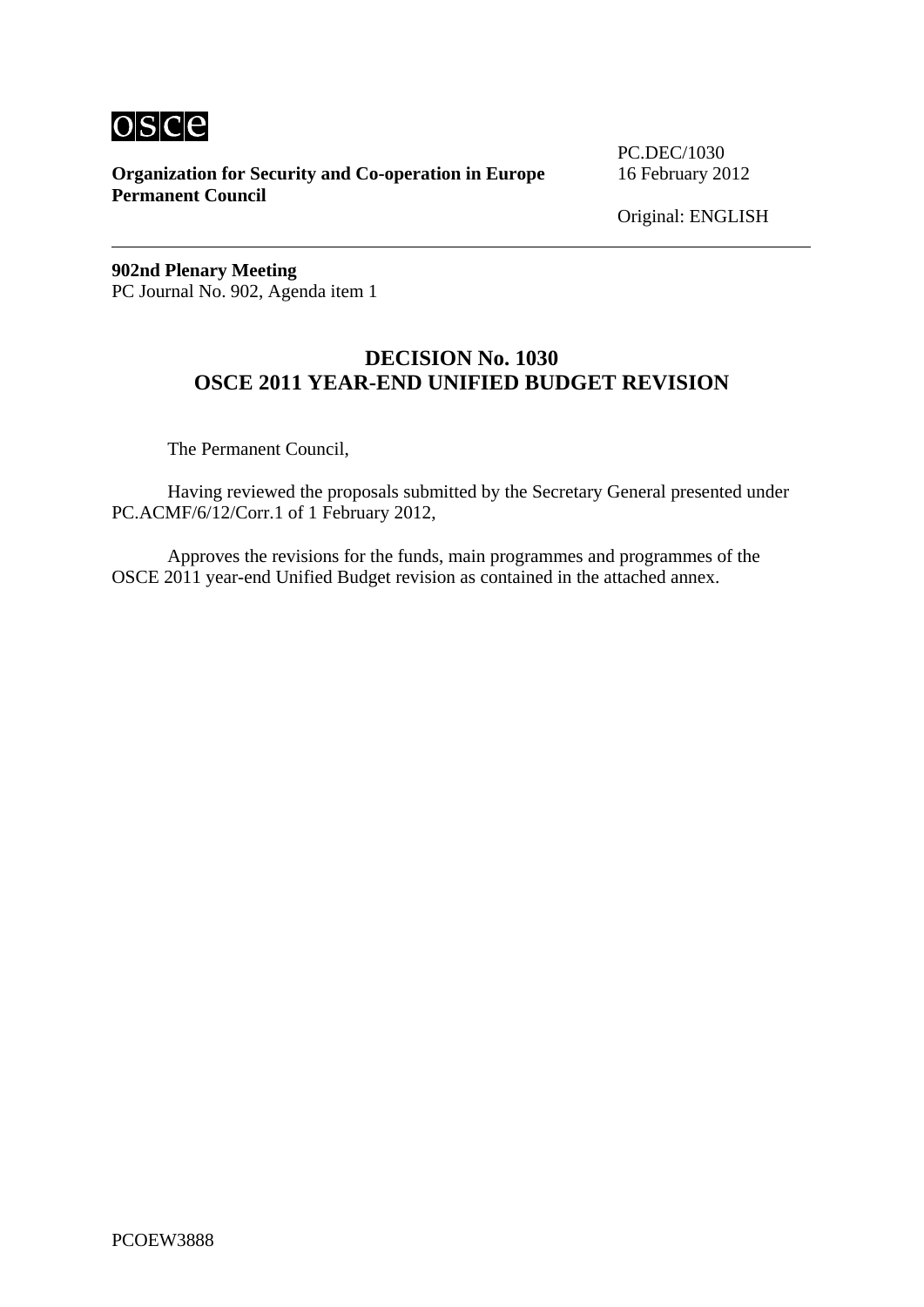osce

**Organization for Security and Co-operation in Europe**
**Permanent Council**

PC.DEC/1030
16 February 2012

Original: ENGLISH

---

**902nd Plenary Meeting**
PC Journal No. 902, Agenda item 1

## DECISION No. 1030
## OSCE 2011 YEAR-END UNIFIED BUDGET REVISION

The Permanent Council,

Having reviewed the proposals submitted by the Secretary General presented under PC.ACMF/6/12/Corr.1 of 1 February 2012,

Approves the revisions for the funds, main programmes and programmes of the OSCE 2011 year-end Unified Budget revision as contained in the attached annex.

PCOEW3888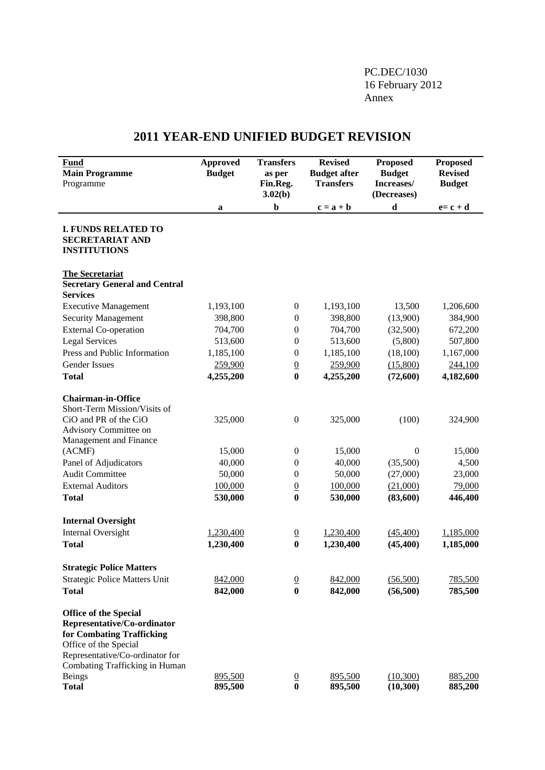PC.DEC/1030
16 February 2012
Annex

# 2011 YEAR-END UNIFIED BUDGET REVISION

| **Fund**<br>**Main Programme**<br>Programme | **Approved Budget** | **Transfers as per Fin.Reg. 3.02(b)** | **Revised Budget after Transfers** | **Proposed Budget Increases/ (Decreases)** | **Proposed Revised Budget** |
|---|---|---|---|---|---|
| | **a** | **b** | **c = a + b** | **d** | **e= c + d** |
| **I. FUNDS RELATED TO SECRETARIAT AND INSTITUTIONS** | | | | | |
| **The Secretariat** | | | | | |
| **Secretary General and Central Services** | | | | | |
| Executive Management | 1,193,100 | 0 | 1,193,100 | 13,500 | 1,206,600 |
| Security Management | 398,800 | 0 | 398,800 | (13,900) | 384,900 |
| External Co-operation | 704,700 | 0 | 704,700 | (32,500) | 672,200 |
| Legal Services | 513,600 | 0 | 513,600 | (5,800) | 507,800 |
| Press and Public Information | 1,185,100 | 0 | 1,185,100 | (18,100) | 1,167,000 |
| Gender Issues | 259,900 | 0 | 259,900 | (15,800) | 244,100 |
| **Total** | **4,255,200** | **0** | **4,255,200** | **(72,600)** | **4,182,600** |
| **Chairman-in-Office** | | | | | |
| Short-Term Mission/Visits of CiO and PR of the CiO | 325,000 | 0 | 325,000 | (100) | 324,900 |
| Advisory Committee on Management and Finance (ACMF) | 15,000 | 0 | 15,000 | 0 | 15,000 |
| Panel of Adjudicators | 40,000 | 0 | 40,000 | (35,500) | 4,500 |
| Audit Committee | 50,000 | 0 | 50,000 | (27,000) | 23,000 |
| External Auditors | 100,000 | 0 | 100,000 | (21,000) | 79,000 |
| **Total** | **530,000** | **0** | **530,000** | **(83,600)** | **446,400** |
| **Internal Oversight** | | | | | |
| Internal Oversight | 1,230,400 | 0 | 1,230,400 | (45,400) | 1,185,000 |
| **Total** | **1,230,400** | **0** | **1,230,400** | **(45,400)** | **1,185,000** |
| **Strategic Police Matters** | | | | | |
| Strategic Police Matters Unit | 842,000 | 0 | 842,000 | (56,500) | 785,500 |
| **Total** | **842,000** | **0** | **842,000** | **(56,500)** | **785,500** |
| **Office of the Special Representative/Co-ordinator for Combating Trafficking** | | | | | |
| Office of the Special Representative/Co-ordinator for Combating Trafficking in Human Beings | 895,500 | 0 | 895,500 | (10,300) | 885,200 |
| **Total** | **895,500** | **0** | **895,500** | **(10,300)** | **885,200** |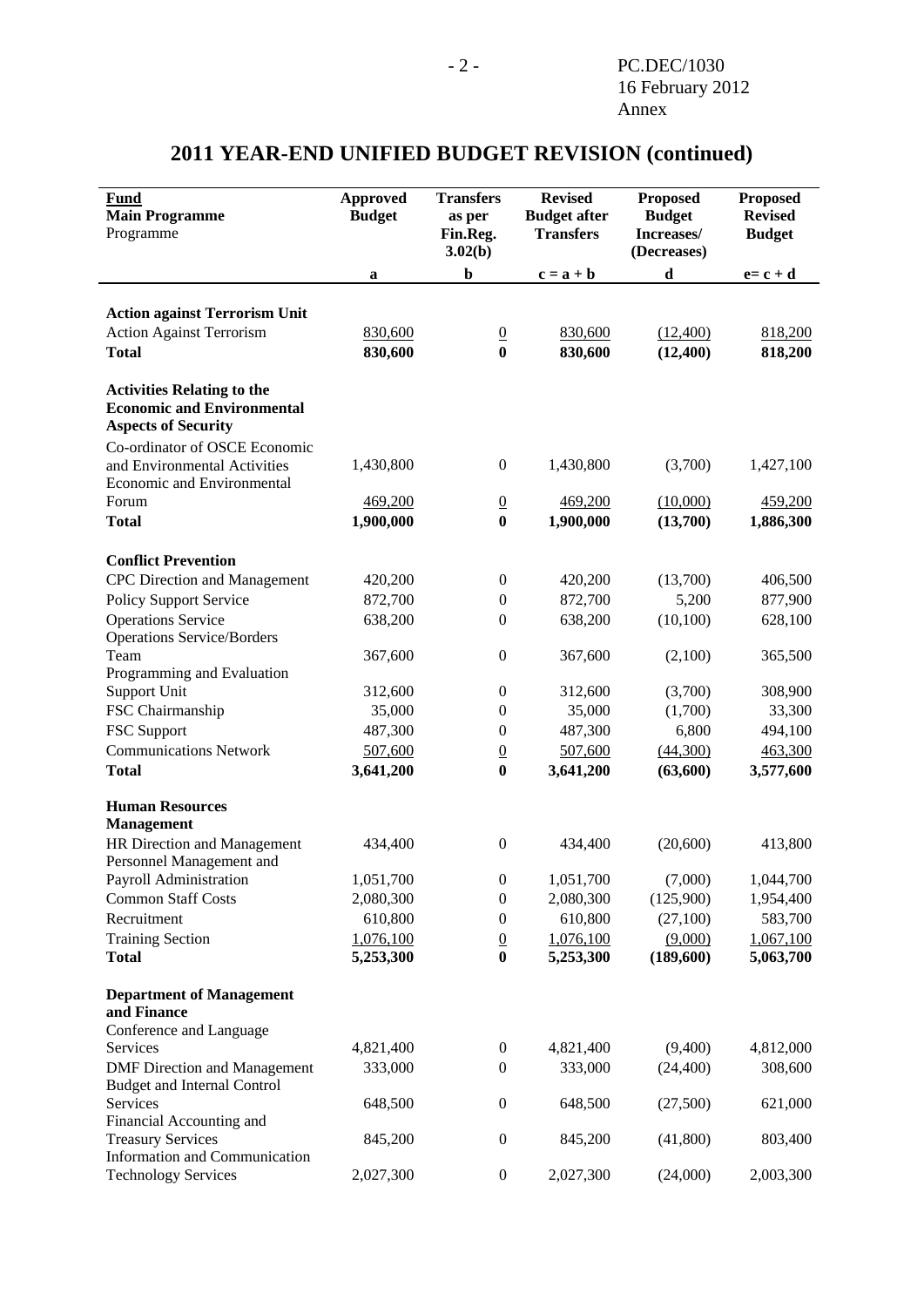PC.DEC/1030
16 February 2012
Annex

# 2011 YEAR-END UNIFIED BUDGET REVISION (continued)

| **Fund**<br>**Main Programme**<br>Programme | **Approved Budget** | **Transfers as per Fin.Reg. 3.02(b)** | **Revised Budget after Transfers** | **Proposed Budget Increases/ (Decreases)** | **Proposed Revised Budget** |
|---|---|---|---|---|---|
| | **a** | **b** | **c = a + b** | **d** | **e= c + d** |
| **Action against Terrorism Unit** | | | | | |
| Action Against Terrorism | 830,600 | 0 | 830,600 | (12,400) | 818,200 |
| **Total** | **830,600** | **0** | **830,600** | **(12,400)** | **818,200** |
| **Activities Relating to the Economic and Environmental Aspects of Security** | | | | | |
| Co-ordinator of OSCE Economic and Environmental Activities | 1,430,800 | 0 | 1,430,800 | (3,700) | 1,427,100 |
| Economic and Environmental Forum | 469,200 | 0 | 469,200 | (10,000) | 459,200 |
| **Total** | **1,900,000** | **0** | **1,900,000** | **(13,700)** | **1,886,300** |
| **Conflict Prevention** | | | | | |
| CPC Direction and Management | 420,200 | 0 | 420,200 | (13,700) | 406,500 |
| Policy Support Service | 872,700 | 0 | 872,700 | 5,200 | 877,900 |
| Operations Service | 638,200 | 0 | 638,200 | (10,100) | 628,100 |
| Operations Service/Borders Team | 367,600 | 0 | 367,600 | (2,100) | 365,500 |
| Programming and Evaluation Support Unit | 312,600 | 0 | 312,600 | (3,700) | 308,900 |
| FSC Chairmanship | 35,000 | 0 | 35,000 | (1,700) | 33,300 |
| FSC Support | 487,300 | 0 | 487,300 | 6,800 | 494,100 |
| Communications Network | 507,600 | 0 | 507,600 | (44,300) | 463,300 |
| **Total** | **3,641,200** | **0** | **3,641,200** | **(63,600)** | **3,577,600** |
| **Human Resources Management** | | | | | |
| HR Direction and Management | 434,400 | 0 | 434,400 | (20,600) | 413,800 |
| Personnel Management and Payroll Administration | 1,051,700 | 0 | 1,051,700 | (7,000) | 1,044,700 |
| Common Staff Costs | 2,080,300 | 0 | 2,080,300 | (125,900) | 1,954,400 |
| Recruitment | 610,800 | 0 | 610,800 | (27,100) | 583,700 |
| Training Section | 1,076,100 | 0 | 1,076,100 | (9,000) | 1,067,100 |
| **Total** | **5,253,300** | **0** | **5,253,300** | **(189,600)** | **5,063,700** |
| **Department of Management and Finance** | | | | | |
| Conference and Language Services | 4,821,400 | 0 | 4,821,400 | (9,400) | 4,812,000 |
| DMF Direction and Management | 333,000 | 0 | 333,000 | (24,400) | 308,600 |
| Budget and Internal Control Services | 648,500 | 0 | 648,500 | (27,500) | 621,000 |
| Financial Accounting and Treasury Services | 845,200 | 0 | 845,200 | (41,800) | 803,400 |
| Information and Communication Technology Services | 2,027,300 | 0 | 2,027,300 | (24,000) | 2,003,300 |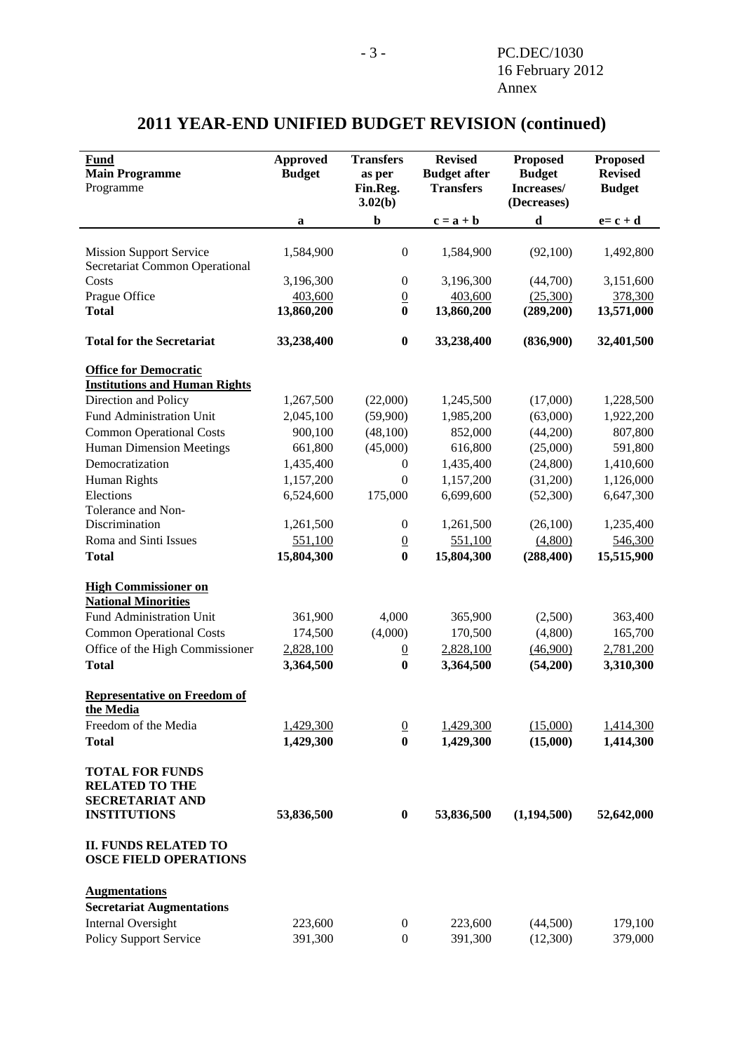# 2011 YEAR-END UNIFIED BUDGET REVISION (continued)

| Fund<br>Main Programme<br>Programme | Approved Budget | Transfers as per Fin.Reg. 3.02(b) | Revised Budget after Transfers | Proposed Budget Increases/ (Decreases) | Proposed Revised Budget |
|---|---|---|---|---|---|
| | a | b | c = a + b | d | e= c + d |
| Mission Support Service | 1,584,900 | 0 | 1,584,900 | (92,100) | 1,492,800 |
| Secretariat Common Operational Costs | 3,196,300 | 0 | 3,196,300 | (44,700) | 3,151,600 |
| Prague Office | 403,600 | 0 | 403,600 | (25,300) | 378,300 |
| **Total** | **13,860,200** | **0** | **13,860,200** | **(289,200)** | **13,571,000** |
| **Total for the Secretariat** | **33,238,400** | **0** | **33,238,400** | **(836,900)** | **32,401,500** |
| **Office for Democratic Institutions and Human Rights** | | | | | |
| Direction and Policy | 1,267,500 | (22,000) | 1,245,500 | (17,000) | 1,228,500 |
| Fund Administration Unit | 2,045,100 | (59,900) | 1,985,200 | (63,000) | 1,922,200 |
| Common Operational Costs | 900,100 | (48,100) | 852,000 | (44,200) | 807,800 |
| Human Dimension Meetings | 661,800 | (45,000) | 616,800 | (25,000) | 591,800 |
| Democratization | 1,435,400 | 0 | 1,435,400 | (24,800) | 1,410,600 |
| Human Rights | 1,157,200 | 0 | 1,157,200 | (31,200) | 1,126,000 |
| Elections | 6,524,600 | 175,000 | 6,699,600 | (52,300) | 6,647,300 |
| Tolerance and Non-Discrimination | 1,261,500 | 0 | 1,261,500 | (26,100) | 1,235,400 |
| Roma and Sinti Issues | 551,100 | 0 | 551,100 | (4,800) | 546,300 |
| **Total** | **15,804,300** | **0** | **15,804,300** | **(288,400)** | **15,515,900** |
| **High Commissioner on National Minorities** | | | | | |
| Fund Administration Unit | 361,900 | 4,000 | 365,900 | (2,500) | 363,400 |
| Common Operational Costs | 174,500 | (4,000) | 170,500 | (4,800) | 165,700 |
| Office of the High Commissioner | 2,828,100 | 0 | 2,828,100 | (46,900) | 2,781,200 |
| **Total** | **3,364,500** | **0** | **3,364,500** | **(54,200)** | **3,310,300** |
| **Representative on Freedom of the Media** | | | | | |
| Freedom of the Media | 1,429,300 | 0 | 1,429,300 | (15,000) | 1,414,300 |
| **Total** | **1,429,300** | **0** | **1,429,300** | **(15,000)** | **1,414,300** |
| **TOTAL FOR FUNDS RELATED TO THE SECRETARIAT AND INSTITUTIONS** | **53,836,500** | **0** | **53,836,500** | **(1,194,500)** | **52,642,000** |
| **II. FUNDS RELATED TO OSCE FIELD OPERATIONS** | | | | | |
| **Augmentations** | | | | | |
| **Secretariat Augmentations** | | | | | |
| Internal Oversight | 223,600 | 0 | 223,600 | (44,500) | 179,100 |
| Policy Support Service | 391,300 | 0 | 391,300 | (12,300) | 379,000 |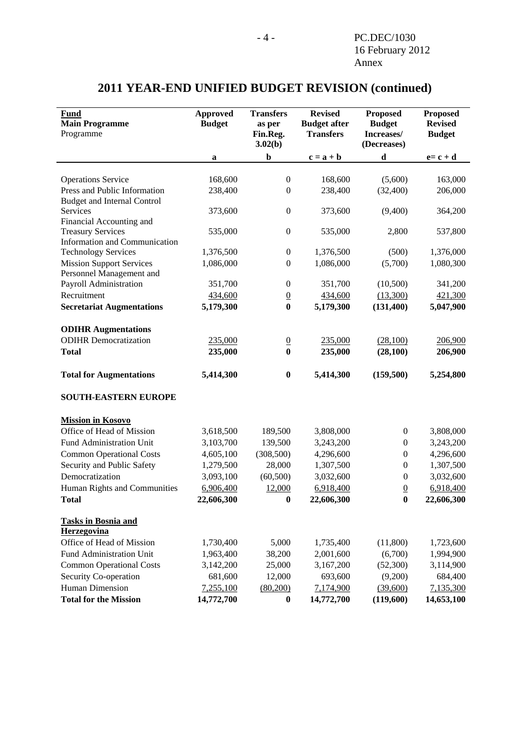# 2011 YEAR-END UNIFIED BUDGET REVISION (continued)

| **Fund** **Main Programme** Programme | **Approved Budget** | **Transfers as per Fin.Reg. 3.02(b)** | **Revised Budget after Transfers** | **Proposed Budget Increases/ (Decreases)** | **Proposed Revised Budget** |
|---|---|---|---|---|---|
| | **a** | **b** | **c = a + b** | **d** | **e= c + d** |
| Operations Service | 168,600 | 0 | 168,600 | (5,600) | 163,000 |
| Press and Public Information | 238,400 | 0 | 238,400 | (32,400) | 206,000 |
| Budget and Internal Control Services | 373,600 | 0 | 373,600 | (9,400) | 364,200 |
| Financial Accounting and Treasury Services | 535,000 | 0 | 535,000 | 2,800 | 537,800 |
| Information and Communication Technology Services | 1,376,500 | 0 | 1,376,500 | (500) | 1,376,000 |
| Mission Support Services | 1,086,000 | 0 | 1,086,000 | (5,700) | 1,080,300 |
| Personnel Management and Payroll Administration | 351,700 | 0 | 351,700 | (10,500) | 341,200 |
| Recruitment | 434,600 | 0 | 434,600 | (13,300) | 421,300 |
| **Secretariat Augmentations** | **5,179,300** | **0** | **5,179,300** | **(131,400)** | **5,047,900** |
| **ODIHR Augmentations** | | | | | |
| ODIHR Democratization | 235,000 | 0 | 235,000 | (28,100) | 206,900 |
| **Total** | **235,000** | **0** | **235,000** | **(28,100)** | **206,900** |
| **Total for Augmentations** | **5,414,300** | **0** | **5,414,300** | **(159,500)** | **5,254,800** |
| **SOUTH-EASTERN EUROPE** | | | | | |
| **Mission in Kosovo** | | | | | |
| Office of Head of Mission | 3,618,500 | 189,500 | 3,808,000 | 0 | 3,808,000 |
| Fund Administration Unit | 3,103,700 | 139,500 | 3,243,200 | 0 | 3,243,200 |
| Common Operational Costs | 4,605,100 | (308,500) | 4,296,600 | 0 | 4,296,600 |
| Security and Public Safety | 1,279,500 | 28,000 | 1,307,500 | 0 | 1,307,500 |
| Democratization | 3,093,100 | (60,500) | 3,032,600 | 0 | 3,032,600 |
| Human Rights and Communities | 6,906,400 | 12,000 | 6,918,400 | 0 | 6,918,400 |
| **Total** | **22,606,300** | **0** | **22,606,300** | **0** | **22,606,300** |
| **Tasks in Bosnia and Herzegovina** | | | | | |
| Office of Head of Mission | 1,730,400 | 5,000 | 1,735,400 | (11,800) | 1,723,600 |
| Fund Administration Unit | 1,963,400 | 38,200 | 2,001,600 | (6,700) | 1,994,900 |
| Common Operational Costs | 3,142,200 | 25,000 | 3,167,200 | (52,300) | 3,114,900 |
| Security Co-operation | 681,600 | 12,000 | 693,600 | (9,200) | 684,400 |
| Human Dimension | 7,255,100 | (80,200) | 7,174,900 | (39,600) | 7,135,300 |
| **Total for the Mission** | **14,772,700** | **0** | **14,772,700** | **(119,600)** | **14,653,100** |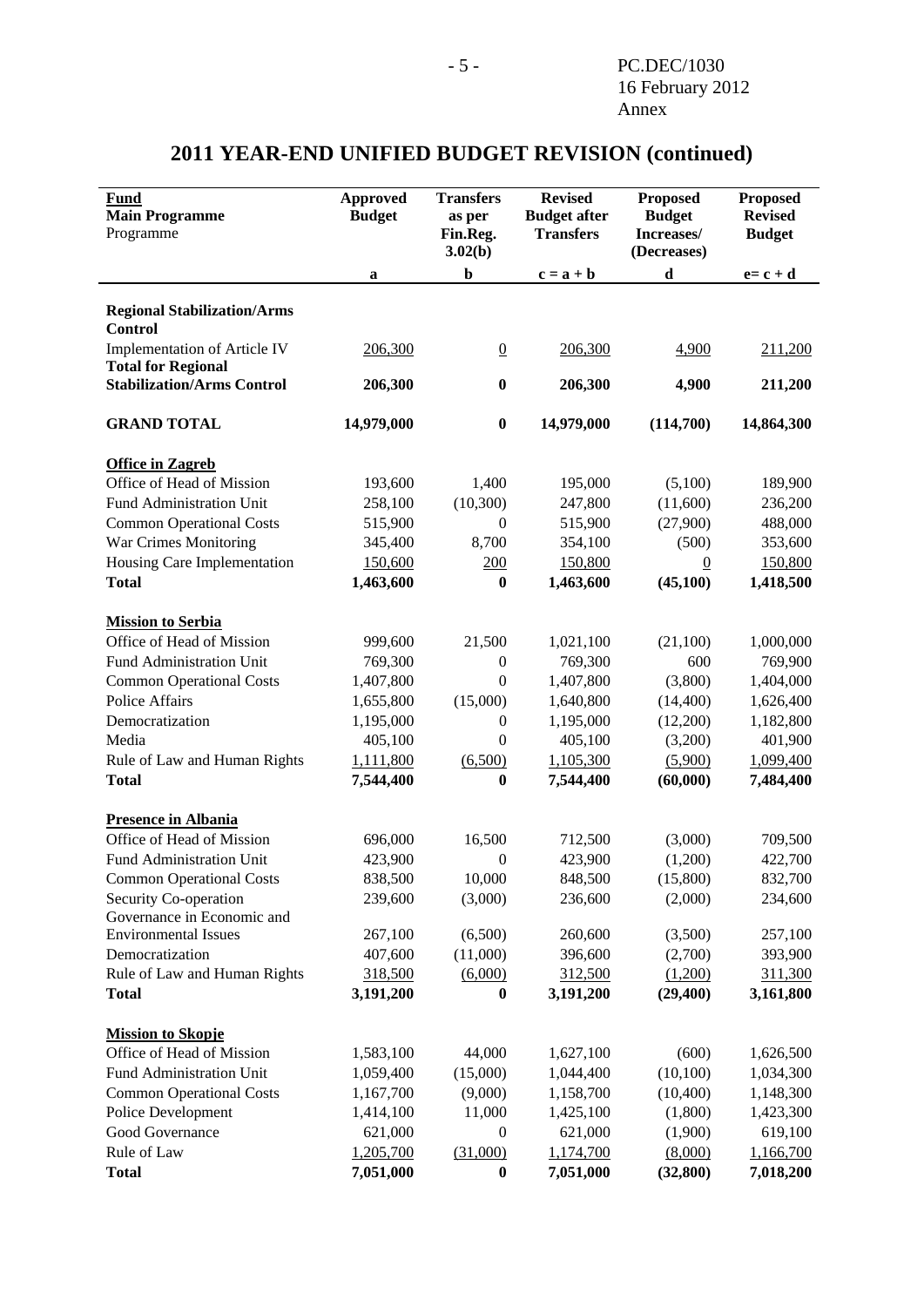# 2011 YEAR-END UNIFIED BUDGET REVISION (continued)

| **Fund**<br>**Main Programme**<br>Programme | **Approved Budget** | **Transfers as per Fin.Reg. 3.02(b)** | **Revised Budget after Transfers** | **Proposed Budget Increases/ (Decreases)** | **Proposed Revised Budget** |
|---|---|---|---|---|---|
| | **a** | **b** | **c = a + b** | **d** | **e= c + d** |
| **Regional Stabilization/Arms Control** | | | | | |
| Implementation of Article IV | 206,300 | 0 | 206,300 | 4,900 | 211,200 |
| **Total for Regional Stabilization/Arms Control** | **206,300** | **0** | **206,300** | **4,900** | **211,200** |
| **GRAND TOTAL** | **14,979,000** | **0** | **14,979,000** | **(114,700)** | **14,864,300** |
| **Office in Zagreb** | | | | | |
| Office of Head of Mission | 193,600 | 1,400 | 195,000 | (5,100) | 189,900 |
| Fund Administration Unit | 258,100 | (10,300) | 247,800 | (11,600) | 236,200 |
| Common Operational Costs | 515,900 | 0 | 515,900 | (27,900) | 488,000 |
| War Crimes Monitoring | 345,400 | 8,700 | 354,100 | (500) | 353,600 |
| Housing Care Implementation | 150,600 | 200 | 150,800 | 0 | 150,800 |
| **Total** | **1,463,600** | **0** | **1,463,600** | **(45,100)** | **1,418,500** |
| **Mission to Serbia** | | | | | |
| Office of Head of Mission | 999,600 | 21,500 | 1,021,100 | (21,100) | 1,000,000 |
| Fund Administration Unit | 769,300 | 0 | 769,300 | 600 | 769,900 |
| Common Operational Costs | 1,407,800 | 0 | 1,407,800 | (3,800) | 1,404,000 |
| Police Affairs | 1,655,800 | (15,000) | 1,640,800 | (14,400) | 1,626,400 |
| Democratization | 1,195,000 | 0 | 1,195,000 | (12,200) | 1,182,800 |
| Media | 405,100 | 0 | 405,100 | (3,200) | 401,900 |
| Rule of Law and Human Rights | 1,111,800 | (6,500) | 1,105,300 | (5,900) | 1,099,400 |
| **Total** | **7,544,400** | **0** | **7,544,400** | **(60,000)** | **7,484,400** |
| **Presence in Albania** | | | | | |
| Office of Head of Mission | 696,000 | 16,500 | 712,500 | (3,000) | 709,500 |
| Fund Administration Unit | 423,900 | 0 | 423,900 | (1,200) | 422,700 |
| Common Operational Costs | 838,500 | 10,000 | 848,500 | (15,800) | 832,700 |
| Security Co-operation | 239,600 | (3,000) | 236,600 | (2,000) | 234,600 |
| Governance in Economic and Environmental Issues | 267,100 | (6,500) | 260,600 | (3,500) | 257,100 |
| Democratization | 407,600 | (11,000) | 396,600 | (2,700) | 393,900 |
| Rule of Law and Human Rights | 318,500 | (6,000) | 312,500 | (1,200) | 311,300 |
| **Total** | **3,191,200** | **0** | **3,191,200** | **(29,400)** | **3,161,800** |
| **Mission to Skopje** | | | | | |
| Office of Head of Mission | 1,583,100 | 44,000 | 1,627,100 | (600) | 1,626,500 |
| Fund Administration Unit | 1,059,400 | (15,000) | 1,044,400 | (10,100) | 1,034,300 |
| Common Operational Costs | 1,167,700 | (9,000) | 1,158,700 | (10,400) | 1,148,300 |
| Police Development | 1,414,100 | 11,000 | 1,425,100 | (1,800) | 1,423,300 |
| Good Governance | 621,000 | 0 | 621,000 | (1,900) | 619,100 |
| Rule of Law | 1,205,700 | (31,000) | 1,174,700 | (8,000) | 1,166,700 |
| **Total** | **7,051,000** | **0** | **7,051,000** | **(32,800)** | **7,018,200** |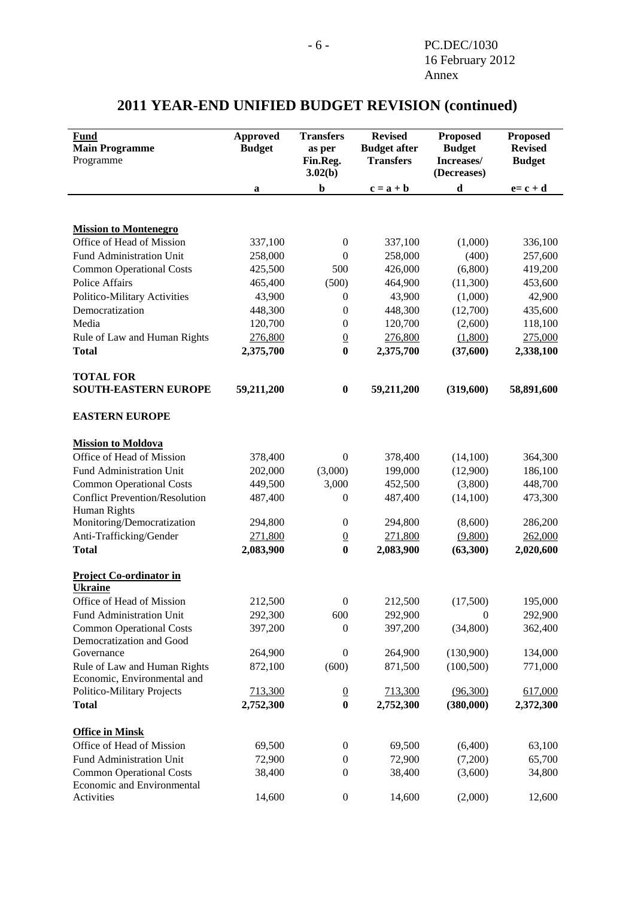# 2011 YEAR-END UNIFIED BUDGET REVISION (continued)

| Fund<br>Main Programme<br>Programme | Approved Budget | Transfers as per Fin.Reg. 3.02(b) | Revised Budget after Transfers | Proposed Budget Increases/ (Decreases) | Proposed Revised Budget |
|---|---|---|---|---|---|
| | a | b | c = a + b | d | e= c + d |
| **Mission to Montenegro** | | | | | |
| Office of Head of Mission | 337,100 | 0 | 337,100 | (1,000) | 336,100 |
| Fund Administration Unit | 258,000 | 0 | 258,000 | (400) | 257,600 |
| Common Operational Costs | 425,500 | 500 | 426,000 | (6,800) | 419,200 |
| Police Affairs | 465,400 | (500) | 464,900 | (11,300) | 453,600 |
| Politico-Military Activities | 43,900 | 0 | 43,900 | (1,000) | 42,900 |
| Democratization | 448,300 | 0 | 448,300 | (12,700) | 435,600 |
| Media | 120,700 | 0 | 120,700 | (2,600) | 118,100 |
| Rule of Law and Human Rights | 276,800 | 0 | 276,800 | (1,800) | 275,000 |
| **Total** | **2,375,700** | **0** | **2,375,700** | **(37,600)** | **2,338,100** |
| **TOTAL FOR SOUTH-EASTERN EUROPE** | **59,211,200** | **0** | **59,211,200** | **(319,600)** | **58,891,600** |
| **EASTERN EUROPE** | | | | | |
| **Mission to Moldova** | | | | | |
| Office of Head of Mission | 378,400 | 0 | 378,400 | (14,100) | 364,300 |
| Fund Administration Unit | 202,000 | (3,000) | 199,000 | (12,900) | 186,100 |
| Common Operational Costs | 449,500 | 3,000 | 452,500 | (3,800) | 448,700 |
| Conflict Prevention/Resolution | 487,400 | 0 | 487,400 | (14,100) | 473,300 |
| Human Rights Monitoring/Democratization | 294,800 | 0 | 294,800 | (8,600) | 286,200 |
| Anti-Trafficking/Gender | 271,800 | 0 | 271,800 | (9,800) | 262,000 |
| **Total** | **2,083,900** | **0** | **2,083,900** | **(63,300)** | **2,020,600** |
| **Project Co-ordinator in Ukraine** | | | | | |
| Office of Head of Mission | 212,500 | 0 | 212,500 | (17,500) | 195,000 |
| Fund Administration Unit | 292,300 | 600 | 292,900 | 0 | 292,900 |
| Common Operational Costs | 397,200 | 0 | 397,200 | (34,800) | 362,400 |
| Democratization and Good Governance | 264,900 | 0 | 264,900 | (130,900) | 134,000 |
| Rule of Law and Human Rights | 872,100 | (600) | 871,500 | (100,500) | 771,000 |
| Economic, Environmental and Politico-Military Projects | 713,300 | 0 | 713,300 | (96,300) | 617,000 |
| **Total** | **2,752,300** | **0** | **2,752,300** | **(380,000)** | **2,372,300** |
| **Office in Minsk** | | | | | |
| Office of Head of Mission | 69,500 | 0 | 69,500 | (6,400) | 63,100 |
| Fund Administration Unit | 72,900 | 0 | 72,900 | (7,200) | 65,700 |
| Common Operational Costs | 38,400 | 0 | 38,400 | (3,600) | 34,800 |
| Economic and Environmental Activities | 14,600 | 0 | 14,600 | (2,000) | 12,600 |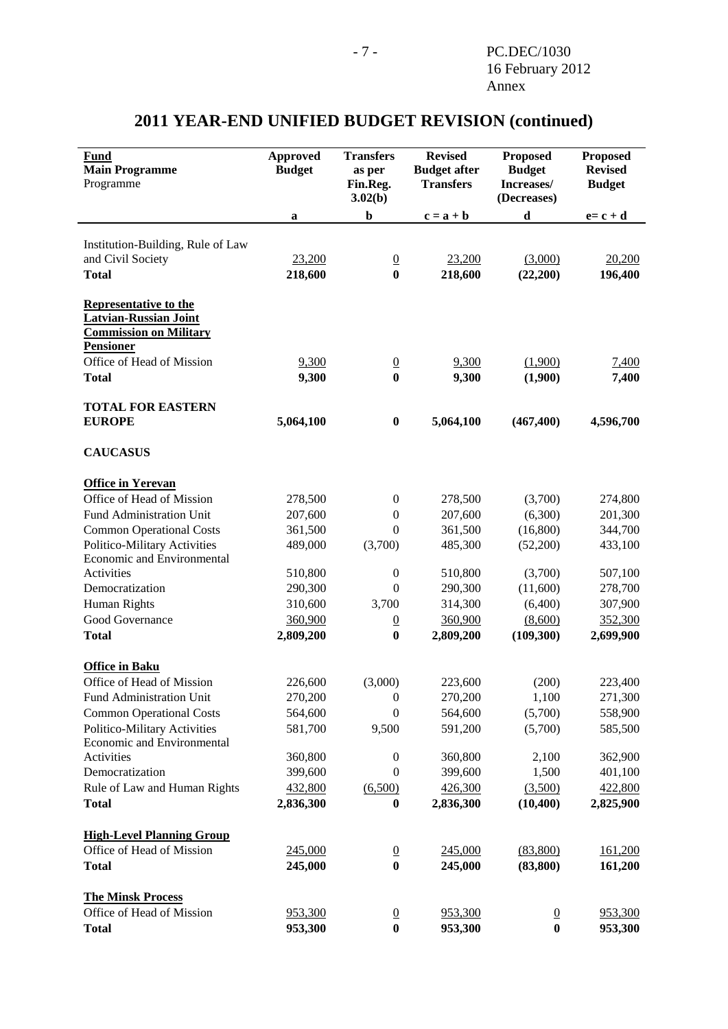## 2011 YEAR-END UNIFIED BUDGET REVISION (continued)

| **Fund**<br>**Main Programme**<br>Programme | **Approved Budget** | **Transfers as per Fin.Reg. 3.02(b)** | **Revised Budget after Transfers** | **Proposed Budget Increases/ (Decreases)** | **Proposed Revised Budget** |
|---|---|---|---|---|---|
| | **a** | **b** | **c = a + b** | **d** | **e= c + d** |
| Institution-Building, Rule of Law and Civil Society | 23,200 | 0 | 23,200 | (3,000) | 20,200 |
| **Total** | **218,600** | **0** | **218,600** | **(22,200)** | **196,400** |
| **Representative to the Latvian-Russian Joint Commission on Military Pensioner** | | | | | |
| Office of Head of Mission | 9,300 | 0 | 9,300 | (1,900) | 7,400 |
| **Total** | **9,300** | **0** | **9,300** | **(1,900)** | **7,400** |
| **TOTAL FOR EASTERN EUROPE** | **5,064,100** | **0** | **5,064,100** | **(467,400)** | **4,596,700** |
| **CAUCASUS** | | | | | |
| **Office in Yerevan** | | | | | |
| Office of Head of Mission | 278,500 | 0 | 278,500 | (3,700) | 274,800 |
| Fund Administration Unit | 207,600 | 0 | 207,600 | (6,300) | 201,300 |
| Common Operational Costs | 361,500 | 0 | 361,500 | (16,800) | 344,700 |
| Politico-Military Activities | 489,000 | (3,700) | 485,300 | (52,200) | 433,100 |
| Economic and Environmental Activities | 510,800 | 0 | 510,800 | (3,700) | 507,100 |
| Democratization | 290,300 | 0 | 290,300 | (11,600) | 278,700 |
| Human Rights | 310,600 | 3,700 | 314,300 | (6,400) | 307,900 |
| Good Governance | 360,900 | 0 | 360,900 | (8,600) | 352,300 |
| **Total** | **2,809,200** | **0** | **2,809,200** | **(109,300)** | **2,699,900** |
| **Office in Baku** | | | | | |
| Office of Head of Mission | 226,600 | (3,000) | 223,600 | (200) | 223,400 |
| Fund Administration Unit | 270,200 | 0 | 270,200 | 1,100 | 271,300 |
| Common Operational Costs | 564,600 | 0 | 564,600 | (5,700) | 558,900 |
| Politico-Military Activities | 581,700 | 9,500 | 591,200 | (5,700) | 585,500 |
| Economic and Environmental Activities | 360,800 | 0 | 360,800 | 2,100 | 362,900 |
| Democratization | 399,600 | 0 | 399,600 | 1,500 | 401,100 |
| Rule of Law and Human Rights | 432,800 | (6,500) | 426,300 | (3,500) | 422,800 |
| **Total** | **2,836,300** | **0** | **2,836,300** | **(10,400)** | **2,825,900** |
| **High-Level Planning Group** | | | | | |
| Office of Head of Mission | 245,000 | 0 | 245,000 | (83,800) | 161,200 |
| **Total** | **245,000** | **0** | **245,000** | **(83,800)** | **161,200** |
| **The Minsk Process** | | | | | |
| Office of Head of Mission | 953,300 | 0 | 953,300 | 0 | 953,300 |
| **Total** | **953,300** | **0** | **953,300** | **0** | **953,300** |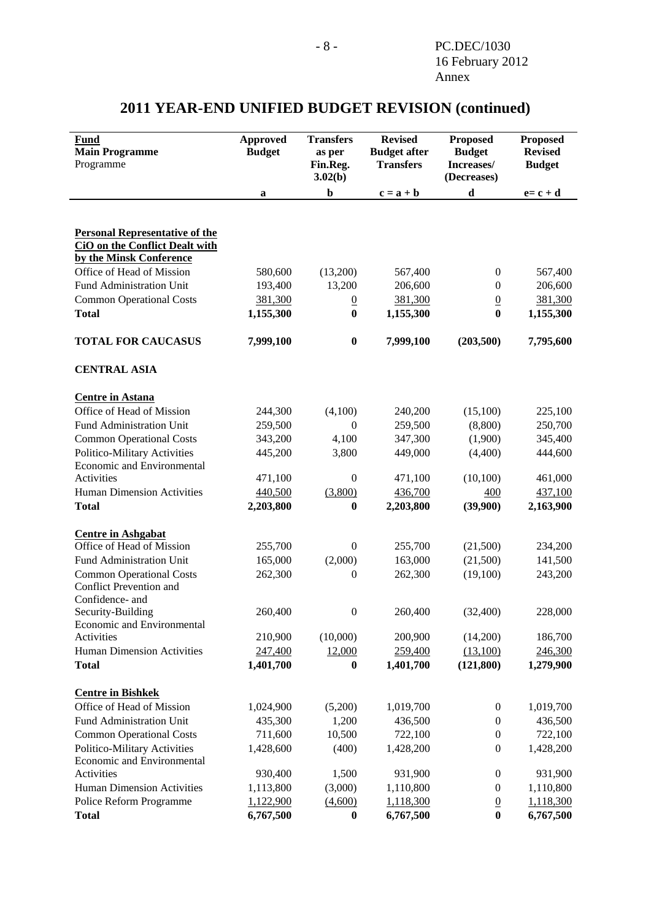PC.DEC/1030
16 February 2012
Annex

# 2011 YEAR-END UNIFIED BUDGET REVISION (continued)

| Fund<br>Main Programme<br>Programme | Approved Budget | Transfers as per Fin.Reg. 3.02(b) | Revised Budget after Transfers | Proposed Budget Increases/ (Decreases) | Proposed Revised Budget |
|---|---|---|---|---|---|
| | a | b | c = a + b | d | e= c + d |
| **Personal Representative of the CiO on the Conflict Dealt with by the Minsk Conference** | | | | | |
| Office of Head of Mission | 580,600 | (13,200) | 567,400 | 0 | 567,400 |
| Fund Administration Unit | 193,400 | 13,200 | 206,600 | 0 | 206,600 |
| Common Operational Costs | 381,300 | 0 | 381,300 | 0 | 381,300 |
| **Total** | **1,155,300** | **0** | **1,155,300** | **0** | **1,155,300** |
| **TOTAL FOR CAUCASUS** | **7,999,100** | **0** | **7,999,100** | **(203,500)** | **7,795,600** |
| **CENTRAL ASIA** | | | | | |
| **Centre in Astana** | | | | | |
| Office of Head of Mission | 244,300 | (4,100) | 240,200 | (15,100) | 225,100 |
| Fund Administration Unit | 259,500 | 0 | 259,500 | (8,800) | 250,700 |
| Common Operational Costs | 343,200 | 4,100 | 347,300 | (1,900) | 345,400 |
| Politico-Military Activities | 445,200 | 3,800 | 449,000 | (4,400) | 444,600 |
| Economic and Environmental Activities | 471,100 | 0 | 471,100 | (10,100) | 461,000 |
| Human Dimension Activities | 440,500 | (3,800) | 436,700 | 400 | 437,100 |
| **Total** | **2,203,800** | **0** | **2,203,800** | **(39,900)** | **2,163,900** |
| **Centre in Ashgabat** | | | | | |
| Office of Head of Mission | 255,700 | 0 | 255,700 | (21,500) | 234,200 |
| Fund Administration Unit | 165,000 | (2,000) | 163,000 | (21,500) | 141,500 |
| Common Operational Costs | 262,300 | 0 | 262,300 | (19,100) | 243,200 |
| Conflict Prevention and Confidence- and Security-Building | 260,400 | 0 | 260,400 | (32,400) | 228,000 |
| Economic and Environmental Activities | 210,900 | (10,000) | 200,900 | (14,200) | 186,700 |
| Human Dimension Activities | 247,400 | 12,000 | 259,400 | (13,100) | 246,300 |
| **Total** | **1,401,700** | **0** | **1,401,700** | **(121,800)** | **1,279,900** |
| **Centre in Bishkek** | | | | | |
| Office of Head of Mission | 1,024,900 | (5,200) | 1,019,700 | 0 | 1,019,700 |
| Fund Administration Unit | 435,300 | 1,200 | 436,500 | 0 | 436,500 |
| Common Operational Costs | 711,600 | 10,500 | 722,100 | 0 | 722,100 |
| Politico-Military Activities | 1,428,600 | (400) | 1,428,200 | 0 | 1,428,200 |
| Economic and Environmental Activities | 930,400 | 1,500 | 931,900 | 0 | 931,900 |
| Human Dimension Activities | 1,113,800 | (3,000) | 1,110,800 | 0 | 1,110,800 |
| Police Reform Programme | 1,122,900 | (4,600) | 1,118,300 | 0 | 1,118,300 |
| **Total** | **6,767,500** | **0** | **6,767,500** | **0** | **6,767,500** |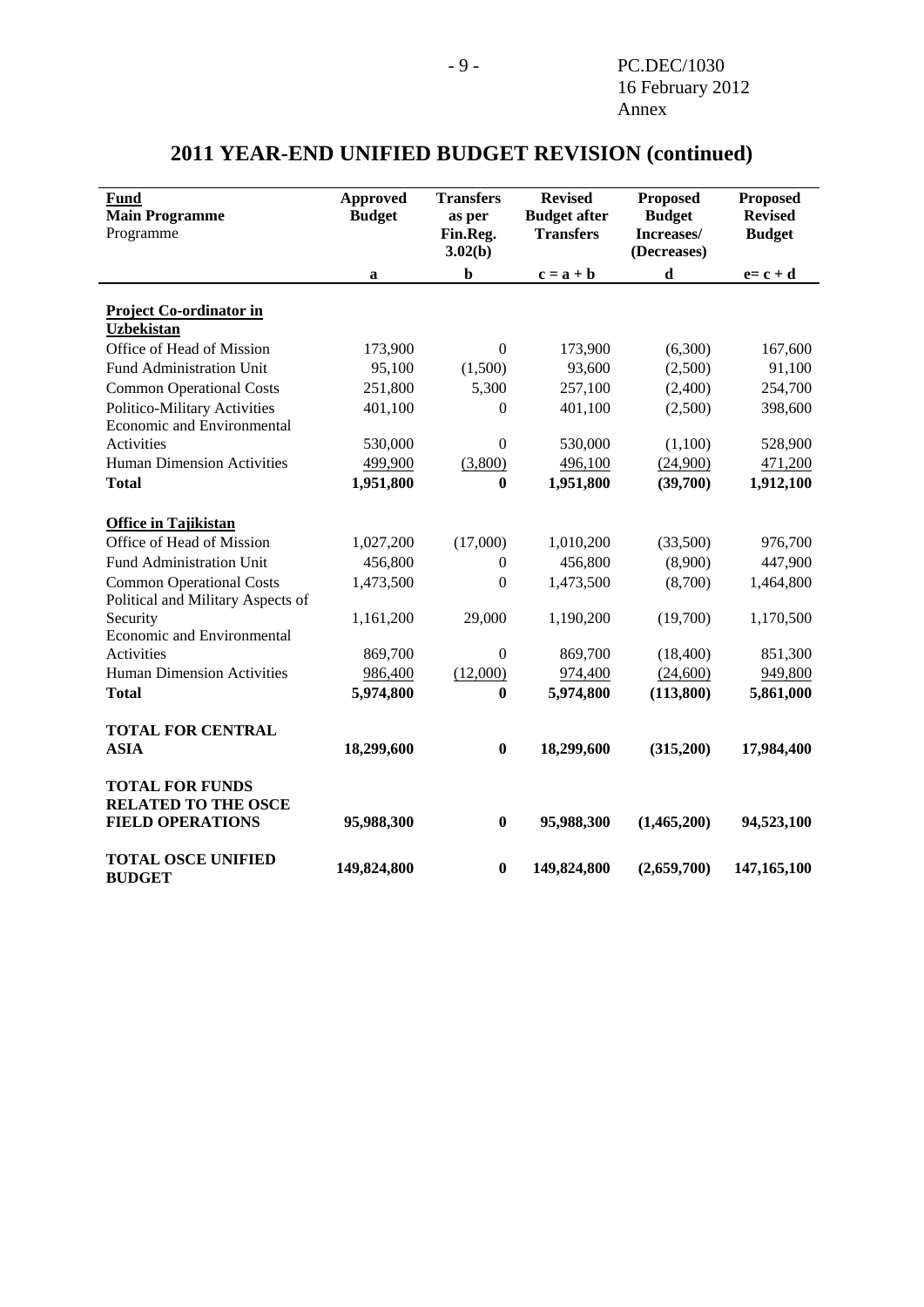## 2011 YEAR-END UNIFIED BUDGET REVISION (continued)

| **Fund**<br>**Main Programme**<br>Programme | **Approved Budget** | **Transfers as per Fin.Reg. 3.02(b)** | **Revised Budget after Transfers** | **Proposed Budget Increases/ (Decreases)** | **Proposed Revised Budget** |
|---|---|---|---|---|---|
| | **a** | **b** | **c = a + b** | **d** | **e= c + d** |
| **Project Co-ordinator in Uzbekistan** | | | | | |
| Office of Head of Mission | 173,900 | 0 | 173,900 | (6,300) | 167,600 |
| Fund Administration Unit | 95,100 | (1,500) | 93,600 | (2,500) | 91,100 |
| Common Operational Costs | 251,800 | 5,300 | 257,100 | (2,400) | 254,700 |
| Politico-Military Activities | 401,100 | 0 | 401,100 | (2,500) | 398,600 |
| Economic and Environmental Activities | 530,000 | 0 | 530,000 | (1,100) | 528,900 |
| Human Dimension Activities | 499,900 | (3,800) | 496,100 | (24,900) | 471,200 |
| **Total** | **1,951,800** | **0** | **1,951,800** | **(39,700)** | **1,912,100** |
| **Office in Tajikistan** | | | | | |
| Office of Head of Mission | 1,027,200 | (17,000) | 1,010,200 | (33,500) | 976,700 |
| Fund Administration Unit | 456,800 | 0 | 456,800 | (8,900) | 447,900 |
| Common Operational Costs | 1,473,500 | 0 | 1,473,500 | (8,700) | 1,464,800 |
| Political and Military Aspects of Security | 1,161,200 | 29,000 | 1,190,200 | (19,700) | 1,170,500 |
| Economic and Environmental Activities | 869,700 | 0 | 869,700 | (18,400) | 851,300 |
| Human Dimension Activities | 986,400 | (12,000) | 974,400 | (24,600) | 949,800 |
| **Total** | **5,974,800** | **0** | **5,974,800** | **(113,800)** | **5,861,000** |
| **TOTAL FOR CENTRAL ASIA** | **18,299,600** | **0** | **18,299,600** | **(315,200)** | **17,984,400** |
| **TOTAL FOR FUNDS RELATED TO THE OSCE FIELD OPERATIONS** | **95,988,300** | **0** | **95,988,300** | **(1,465,200)** | **94,523,100** |
| **TOTAL OSCE UNIFIED BUDGET** | **149,824,800** | **0** | **149,824,800** | **(2,659,700)** | **147,165,100** |